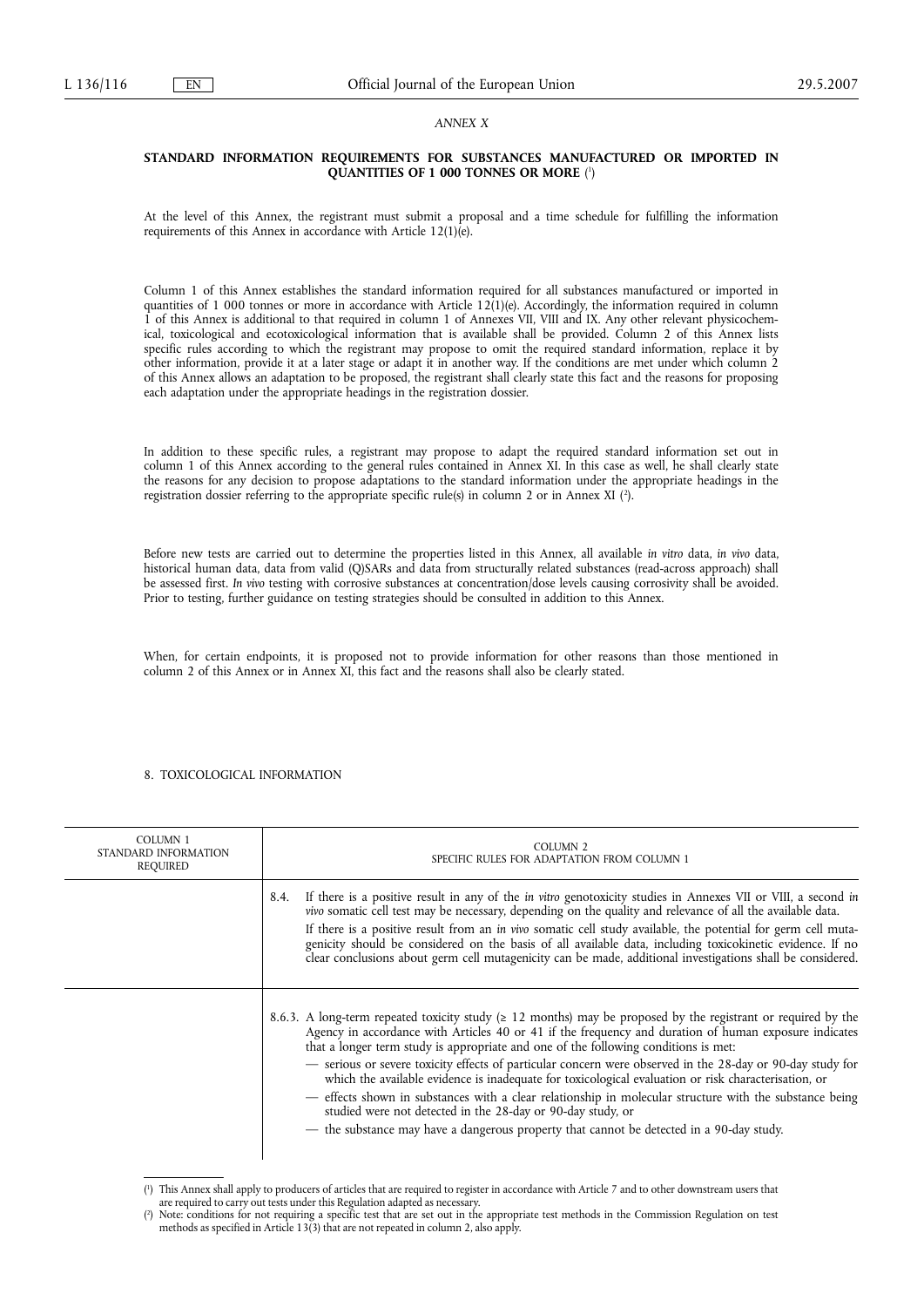*ANNEX X*

## STANDARD INFORMATION REQUIREMENTS FOR SUBSTANCES MANUFACTURED OR IMPORTED IN QUANTITIES OF 1 000 TONNES OR MORE [1]

At the level of this Annex, the registrant must submit a proposal and a time schedule for fulfilling the information requirements of this Annex in accordance with Article 12(1)(e).

Column 1 of this Annex establishes the standard information required for all substances manufactured or imported in quantities of 1 000 tonnes or more in accordance with Article 12(1)(e). Accordingly, the information required in column 1 of this Annex is additional to that required in column 1 of Annexes VII, VIII and IX. Any other relevant physicochemical, toxicological and ecotoxicological information that is available shall be provided. Column 2 of this Annex lists specific rules according to which the registrant may propose to omit the required standard information, replace it by other information, provide it at a later stage or adapt it in another way. If the conditions are met under which column 2 of this Annex allows an adaptation to be proposed, the registrant shall clearly state this fact and the reasons for proposing each adaptation under the appropriate headings in the registration dossier.

In addition to these specific rules, a registrant may propose to adapt the required standard information set out in column 1 of this Annex according to the general rules contained in Annex XI. In this case as well, he shall clearly state the reasons for any decision to propose adaptations to the standard information under the appropriate headings in the registration dossier referring to the appropriate specific rule(s) in column 2 or in Annex XI [2].

Before new tests are carried out to determine the properties listed in this Annex, all available *in vitro* data, *in vivo* data, historical human data, data from valid (Q)SARs and data from structurally related substances (read-across approach) shall be assessed first. *In vivo* testing with corrosive substances at concentration/dose levels causing corrosivity shall be avoided. Prior to testing, further guidance on testing strategies should be consulted in addition to this Annex.

When, for certain endpoints, it is proposed not to provide information for other reasons than those mentioned in column 2 of this Annex or in Annex XI, this fact and the reasons shall also be clearly stated.

### 8. TOXICOLOGICAL INFORMATION

| COLUMN 1 STANDARD INFORMATION REQUIRED | COLUMN 2 SPECIFIC RULES FOR ADAPTATION FROM COLUMN 1 |
|---|---|
| | 8.4. If there is a positive result in any of the *in vitro* genotoxicity studies in Annexes VII or VIII, a second *in vivo* somatic cell test may be necessary, depending on the quality and relevance of all the available data. If there is a positive result from an *in vivo* somatic cell study available, the potential for germ cell mutagenicity should be considered on the basis of all available data, including toxicokinetic evidence. If no clear conclusions about germ cell mutagenicity can be made, additional investigations shall be considered. |
| | 8.6.3. A long-term repeated toxicity study ($\geq$ 12 months) may be proposed by the registrant or required by the Agency in accordance with Articles 40 or 41 if the frequency and duration of human exposure indicates that a longer term study is appropriate and one of the following conditions is met: — serious or severe toxicity effects of particular concern were observed in the 28-day or 90-day study for which the available evidence is inadequate for toxicological evaluation or risk characterisation, or — effects shown in substances with a clear relationship in molecular structure with the substance being studied were not detected in the 28-day or 90-day study, or — the substance may have a dangerous property that cannot be detected in a 90-day study. |

[1] This Annex shall apply to producers of articles that are required to register in accordance with Article 7 and to other downstream users that are required to carry out tests under this Regulation adapted as necessary.

[2] Note: conditions for not requiring a specific test that are set out in the appropriate test methods in the Commission Regulation on test methods as specified in Article 13(3) that are not repeated in column 2, also apply.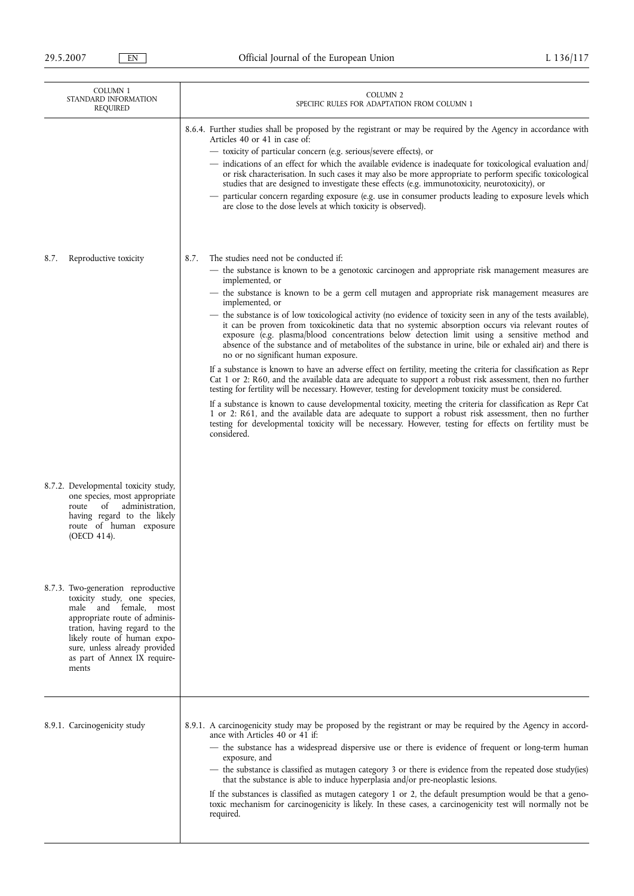| COLUMN 1 STANDARD INFORMATION REQUIRED | COLUMN 2 SPECIFIC RULES FOR ADAPTATION FROM COLUMN 1 |
|---|---|
| | 8.6.4. Further studies shall be proposed by the registrant or may be required by the Agency in accordance with Articles 40 or 41 in case of:<br>— toxicity of particular concern (e.g. serious/severe effects), or<br>— indications of an effect for which the available evidence is inadequate for toxicological evaluation and/or risk characterisation. In such cases it may also be more appropriate to perform specific toxicological studies that are designed to investigate these effects (e.g. immunotoxicity, neurotoxicity), or<br>— particular concern regarding exposure (e.g. use in consumer products leading to exposure levels which are close to the dose levels at which toxicity is observed). |
| 8.7. Reproductive toxicity | 8.7. The studies need not be conducted if:<br>— the substance is known to be a genotoxic carcinogen and appropriate risk management measures are implemented, or<br>— the substance is known to be a germ cell mutagen and appropriate risk management measures are implemented, or<br>— the substance is of low toxicological activity (no evidence of toxicity seen in any of the tests available), it can be proven from toxicokinetic data that no systemic absorption occurs via relevant routes of exposure (e.g. plasma/blood concentrations below detection limit using a sensitive method and absence of the substance and of metabolites of the substance in urine, bile or exhaled air) and there is no or no significant human exposure.<br>If a substance is known to have an adverse effect on fertility, meeting the criteria for classification as Repr Cat 1 or 2: R60, and the available data are adequate to support a robust risk assessment, then no further testing for fertility will be necessary. However, testing for development toxicity must be considered.<br>If a substance is known to cause developmental toxicity, meeting the criteria for classification as Repr Cat 1 or 2: R61, and the available data are adequate to support a robust risk assessment, then no further testing for developmental toxicity will be necessary. However, testing for effects on fertility must be considered. |
| 8.7.2. Developmental toxicity study, one species, most appropriate route of administration, having regard to the likely route of human exposure (OECD 414). | |
| 8.7.3. Two-generation reproductive toxicity study, one species, male and female, most appropriate route of administration, having regard to the likely route of human exposure, unless already provided as part of Annex IX requirements | |
| 8.9.1. Carcinogenicity study | 8.9.1. A carcinogenicity study may be proposed by the registrant or may be required by the Agency in accordance with Articles 40 or 41 if:<br>— the substance has a widespread dispersive use or there is evidence of frequent or long-term human exposure, and<br>— the substance is classified as mutagen category 3 or there is evidence from the repeated dose study(ies) that the substance is able to induce hyperplasia and/or pre-neoplastic lesions.<br>If the substances is classified as mutagen category 1 or 2, the default presumption would be that a genotoxic mechanism for carcinogenicity is likely. In these cases, a carcinogenicity test will normally not be required. |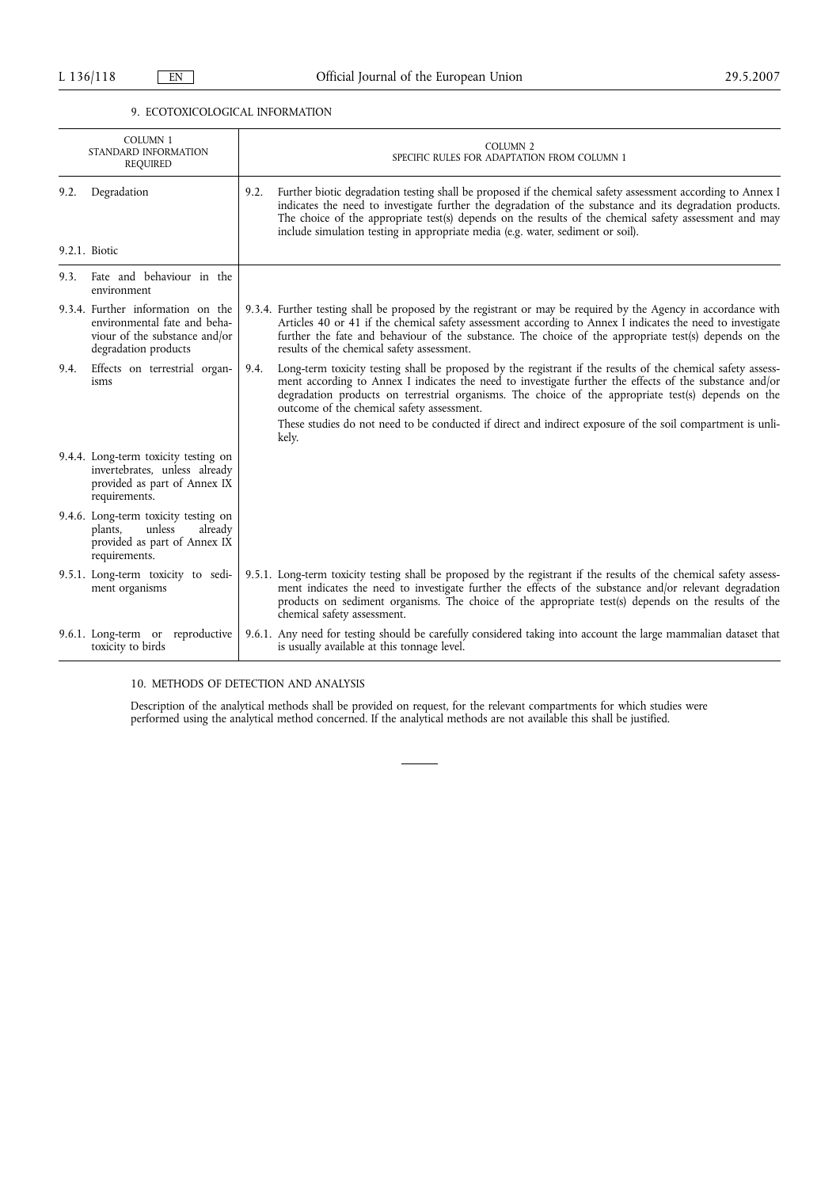## 9. ECOTOXICOLOGICAL INFORMATION

| COLUMN 1 STANDARD INFORMATION REQUIRED | COLUMN 2 SPECIFIC RULES FOR ADAPTATION FROM COLUMN 1 |
| --- | --- |
| 9.2. Degradation | 9.2. Further biotic degradation testing shall be proposed if the chemical safety assessment according to Annex I indicates the need to investigate further the degradation of the substance and its degradation products. The choice of the appropriate test(s) depends on the results of the chemical safety assessment and may include simulation testing in appropriate media (e.g. water, sediment or soil). |
| 9.2.1. Biotic | |
| 9.3. Fate and behaviour in the environment | |
| 9.3.4. Further information on the environmental fate and behaviour of the substance and/or degradation products | 9.3.4. Further testing shall be proposed by the registrant or may be required by the Agency in accordance with Articles 40 or 41 if the chemical safety assessment according to Annex I indicates the need to investigate further the fate and behaviour of the substance. The choice of the appropriate test(s) depends on the results of the chemical safety assessment. |
| 9.4. Effects on terrestrial organisms | 9.4. Long-term toxicity testing shall be proposed by the registrant if the results of the chemical safety assessment according to Annex I indicates the need to investigate further the effects of the substance and/or degradation products on terrestrial organisms. The choice of the appropriate test(s) depends on the outcome of the chemical safety assessment.<br>These studies do not need to be conducted if direct and indirect exposure of the soil compartment is unlikely. |
| 9.4.4. Long-term toxicity testing on invertebrates, unless already provided as part of Annex IX requirements. | |
| 9.4.6. Long-term toxicity testing on plants, unless already provided as part of Annex IX requirements. | |
| 9.5.1. Long-term toxicity to sediment organisms | 9.5.1. Long-term toxicity testing shall be proposed by the registrant if the results of the chemical safety assessment indicates the need to investigate further the effects of the substance and/or relevant degradation products on sediment organisms. The choice of the appropriate test(s) depends on the results of the chemical safety assessment. |
| 9.6.1. Long-term or reproductive toxicity to birds | 9.6.1. Any need for testing should be carefully considered taking into account the large mammalian dataset that is usually available at this tonnage level. |

## 10. METHODS OF DETECTION AND ANALYSIS

Description of the analytical methods shall be provided on request, for the relevant compartments for which studies were performed using the analytical method concerned. If the analytical methods are not available this shall be justified.